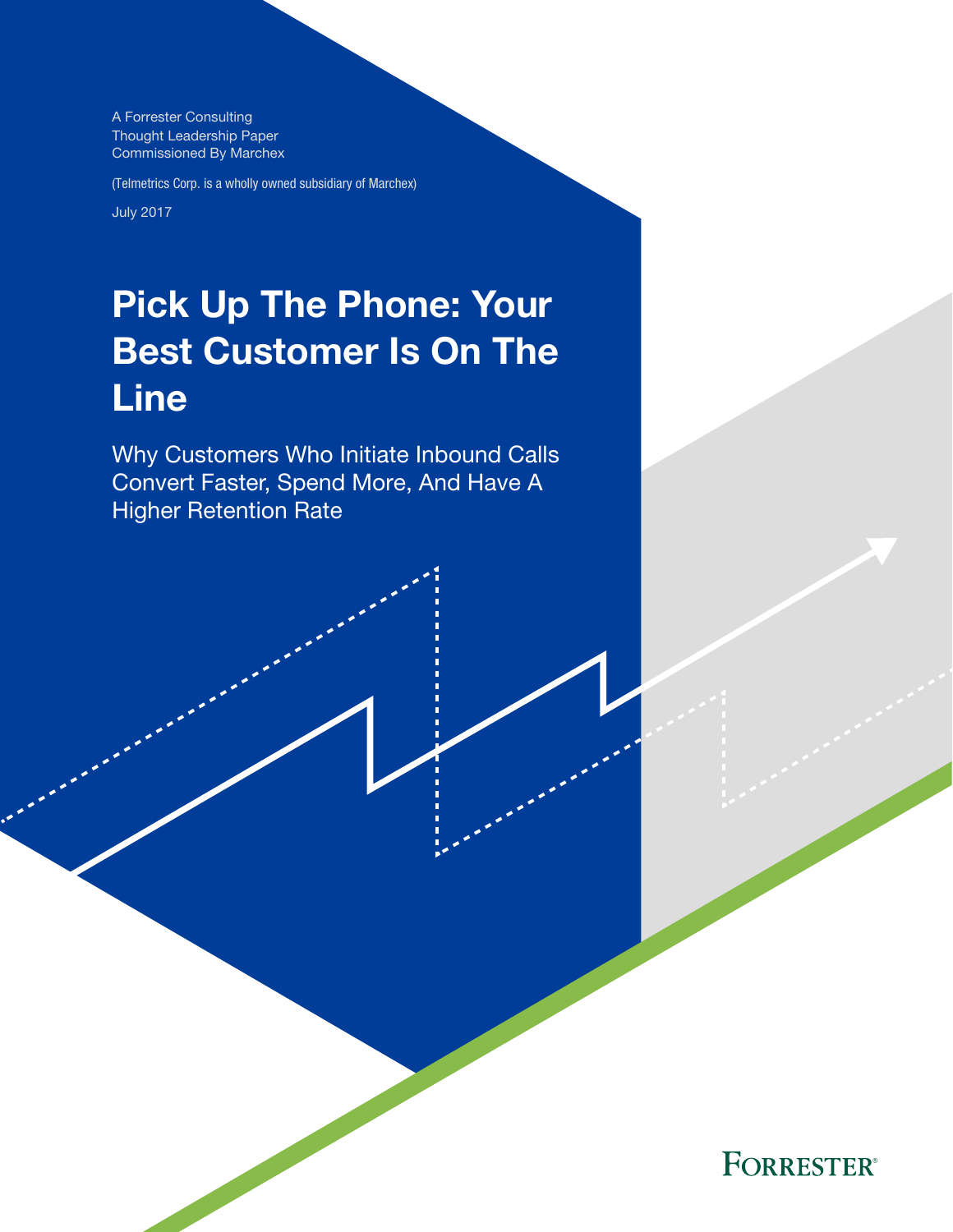A Forrester Consulting
Thought Leadership Paper
Commissioned By Marchex

(Telmetrics Corp. is a wholly owned subsidiary of Marchex)

July 2017

# Pick Up The Phone: Your Best Customer Is On The Line

## Why Customers Who Initiate Inbound Calls Convert Faster, Spend More, And Have A Higher Retention Rate

FORRESTER®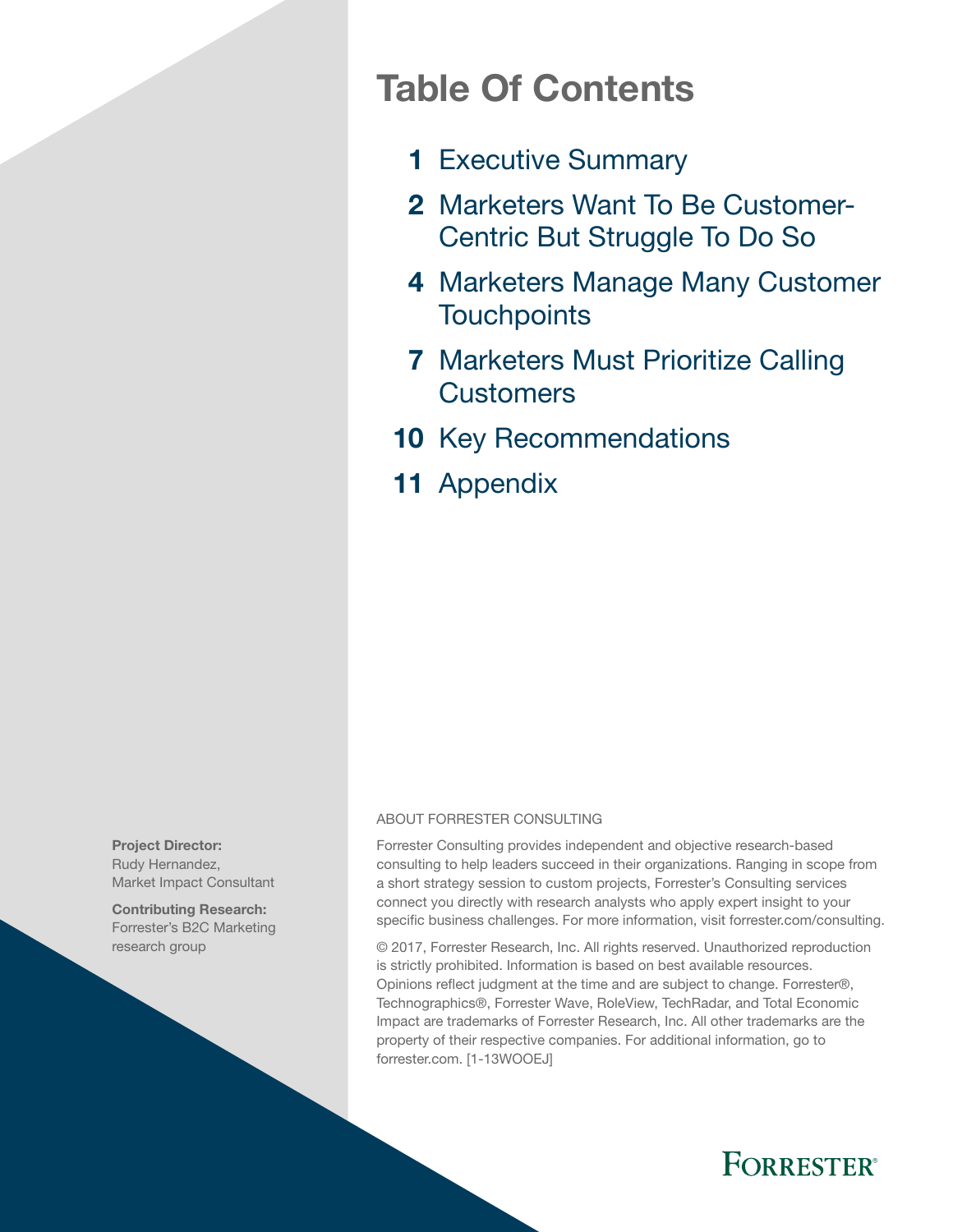# Table Of Contents

- **1** Executive Summary
- **2** Marketers Want To Be Customer-Centric But Struggle To Do So
- **4** Marketers Manage Many Customer Touchpoints
- **7** Marketers Must Prioritize Calling Customers
- **10** Key Recommendations
- **11** Appendix

**Project Director:**
Rudy Hernandez,
Market Impact Consultant

**Contributing Research:**
Forrester's B2C Marketing research group

ABOUT FORRESTER CONSULTING

Forrester Consulting provides independent and objective research-based consulting to help leaders succeed in their organizations. Ranging in scope from a short strategy session to custom projects, Forrester's Consulting services connect you directly with research analysts who apply expert insight to your specific business challenges. For more information, visit forrester.com/consulting.

© 2017, Forrester Research, Inc. All rights reserved. Unauthorized reproduction is strictly prohibited. Information is based on best available resources. Opinions reflect judgment at the time and are subject to change. Forrester®, Technographics®, Forrester Wave, RoleView, TechRadar, and Total Economic Impact are trademarks of Forrester Research, Inc. All other trademarks are the property of their respective companies. For additional information, go to forrester.com. [1-13WOOEJ]

FORRESTER®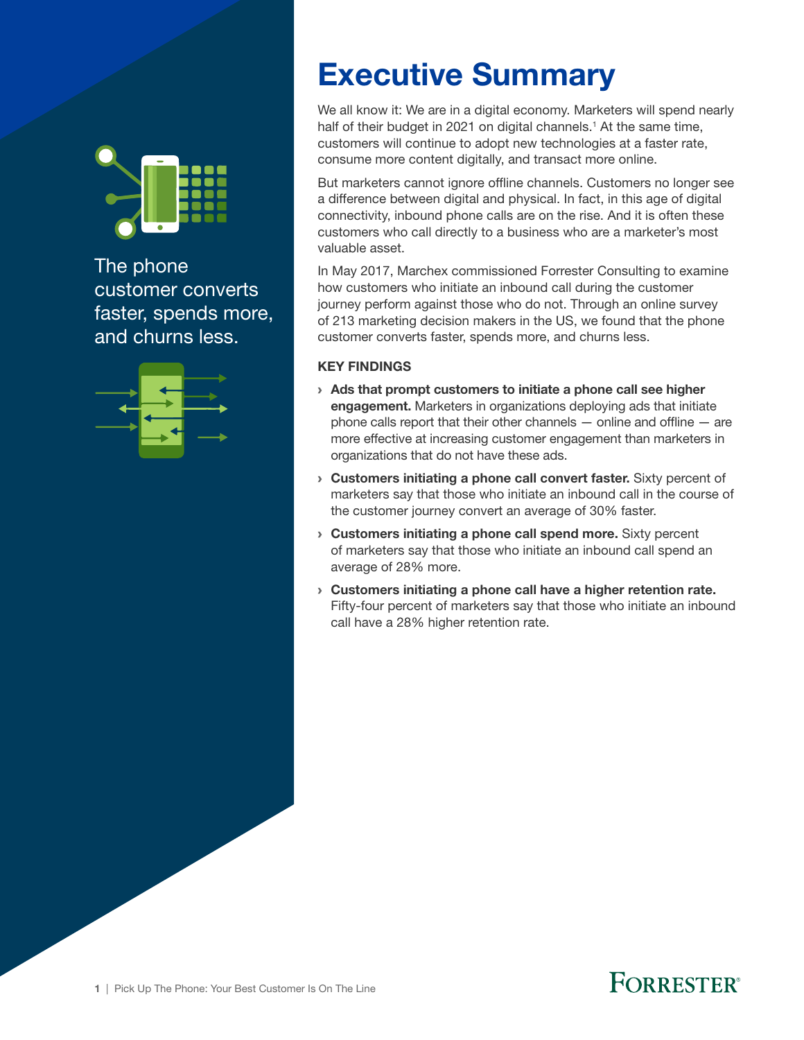The phone customer converts faster, spends more, and churns less.

# Executive Summary

We all know it: We are in a digital economy. Marketers will spend nearly half of their budget in 2021 on digital channels.[1] At the same time, customers will continue to adopt new technologies at a faster rate, consume more content digitally, and transact more online.

But marketers cannot ignore offline channels. Customers no longer see a difference between digital and physical. In fact, in this age of digital connectivity, inbound phone calls are on the rise. And it is often these customers who call directly to a business who are a marketer's most valuable asset.

In May 2017, Marchex commissioned Forrester Consulting to examine how customers who initiate an inbound call during the customer journey perform against those who do not. Through an online survey of 213 marketing decision makers in the US, we found that the phone customer converts faster, spends more, and churns less.

**KEY FINDINGS**

- **Ads that prompt customers to initiate a phone call see higher engagement.** Marketers in organizations deploying ads that initiate phone calls report that their other channels — online and offline — are more effective at increasing customer engagement than marketers in organizations that do not have these ads.
- **Customers initiating a phone call convert faster.** Sixty percent of marketers say that those who initiate an inbound call in the course of the customer journey convert an average of 30% faster.
- **Customers initiating a phone call spend more.** Sixty percent of marketers say that those who initiate an inbound call spend an average of 28% more.
- **Customers initiating a phone call have a higher retention rate.** Fifty-four percent of marketers say that those who initiate an inbound call have a 28% higher retention rate.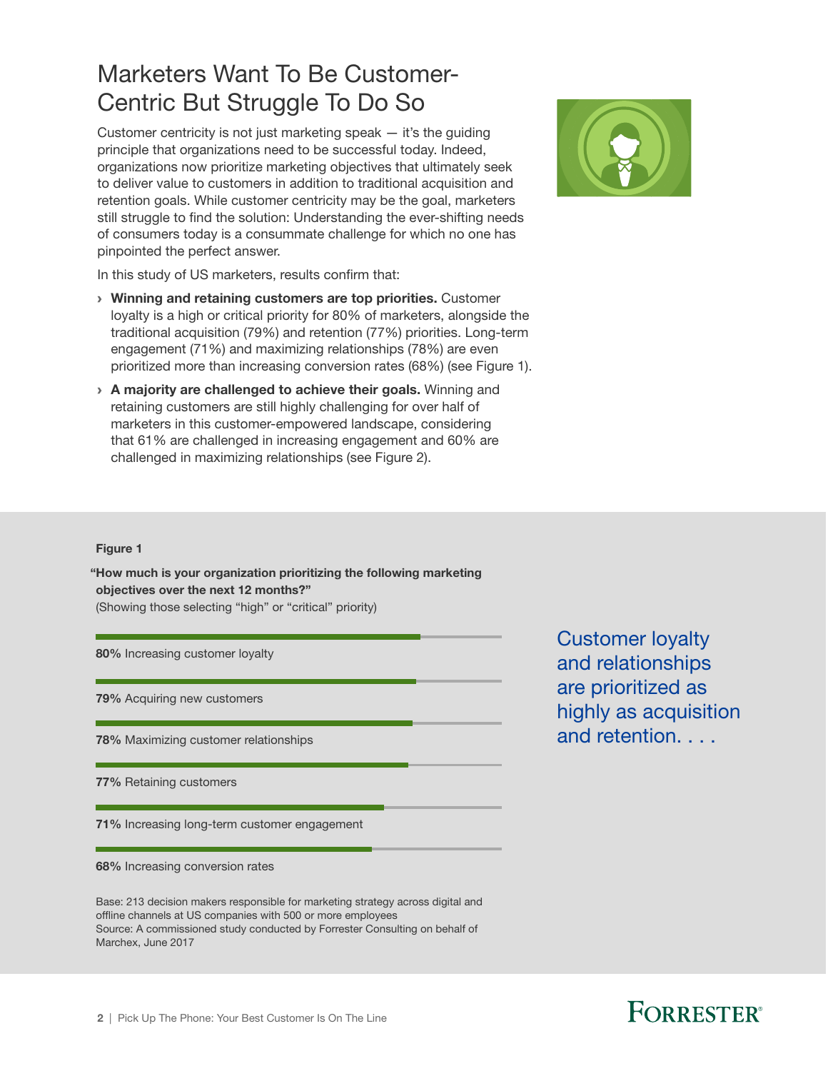# Marketers Want To Be Customer-Centric But Struggle To Do So

Customer centricity is not just marketing speak — it's the guiding principle that organizations need to be successful today. Indeed, organizations now prioritize marketing objectives that ultimately seek to deliver value to customers in addition to traditional acquisition and retention goals. While customer centricity may be the goal, marketers still struggle to find the solution: Understanding the ever-shifting needs of consumers today is a consummate challenge for which no one has pinpointed the perfect answer.

In this study of US marketers, results confirm that:

› **Winning and retaining customers are top priorities.** Customer loyalty is a high or critical priority for 80% of marketers, alongside the traditional acquisition (79%) and retention (77%) priorities. Long-term engagement (71%) and maximizing relationships (78%) are even prioritized more than increasing conversion rates (68%) (see Figure 1).

› **A majority are challenged to achieve their goals.** Winning and retaining customers are still highly challenging for over half of marketers in this customer-empowered landscape, considering that 61% are challenged in increasing engagement and 60% are challenged in maximizing relationships (see Figure 2).

**Figure 1**

**"How much is your organization prioritizing the following marketing objectives over the next 12 months?"**
(Showing those selecting "high" or "critical" priority)

**80%** Increasing customer loyalty

**79%** Acquiring new customers

**78%** Maximizing customer relationships

**77%** Retaining customers

**71%** Increasing long-term customer engagement

**68%** Increasing conversion rates

Base: 213 decision makers responsible for marketing strategy across digital and offline channels at US companies with 500 or more employees
Source: A commissioned study conducted by Forrester Consulting on behalf of Marchex, June 2017

Customer loyalty and relationships are prioritized as highly as acquisition and retention. . . .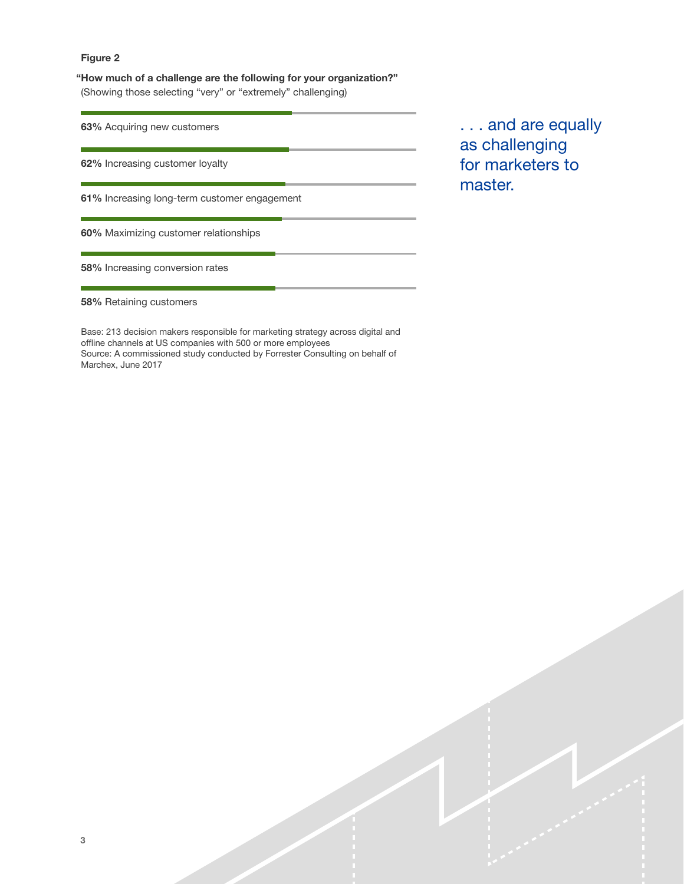**Figure 2**

**"How much of a challenge are the following for your organization?"**
(Showing those selecting "very" or "extremely" challenging)

**63%** Acquiring new customers

**62%** Increasing customer loyalty

**61%** Increasing long-term customer engagement

**60%** Maximizing customer relationships

**58%** Increasing conversion rates

**58%** Retaining customers

Base: 213 decision makers responsible for marketing strategy across digital and offline channels at US companies with 500 or more employees
Source: A commissioned study conducted by Forrester Consulting on behalf of Marchex, June 2017

. . . and are equally as challenging for marketers to master.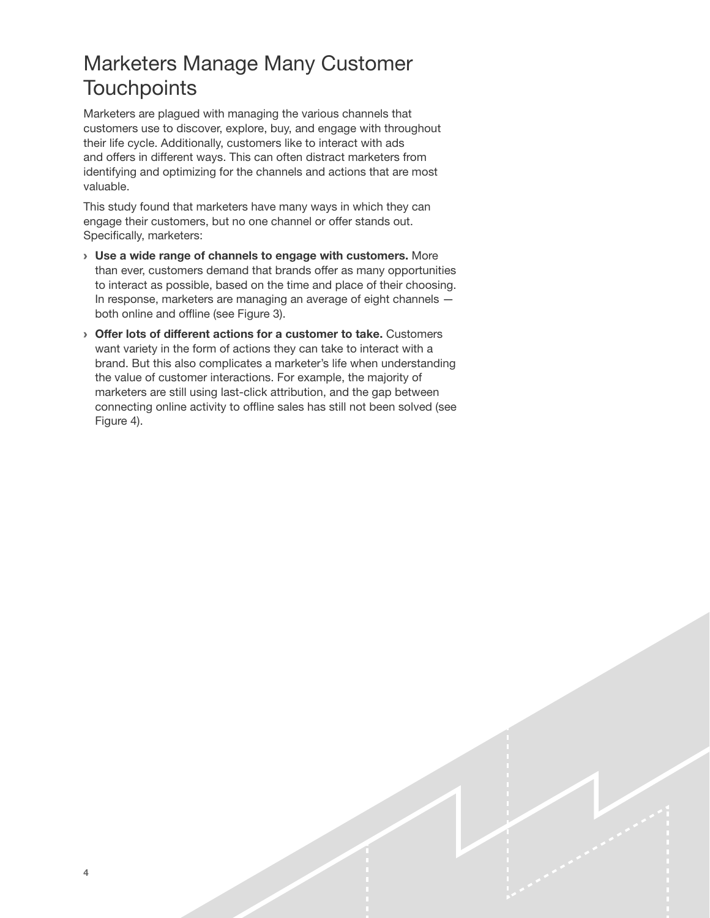# Marketers Manage Many Customer Touchpoints

Marketers are plagued with managing the various channels that customers use to discover, explore, buy, and engage with throughout their life cycle. Additionally, customers like to interact with ads and offers in different ways. This can often distract marketers from identifying and optimizing for the channels and actions that are most valuable.

This study found that marketers have many ways in which they can engage their customers, but no one channel or offer stands out. Specifically, marketers:

- **Use a wide range of channels to engage with customers.** More than ever, customers demand that brands offer as many opportunities to interact as possible, based on the time and place of their choosing. In response, marketers are managing an average of eight channels — both online and offline (see Figure 3).
- **Offer lots of different actions for a customer to take.** Customers want variety in the form of actions they can take to interact with a brand. But this also complicates a marketer's life when understanding the value of customer interactions. For example, the majority of marketers are still using last-click attribution, and the gap between connecting online activity to offline sales has still not been solved (see Figure 4).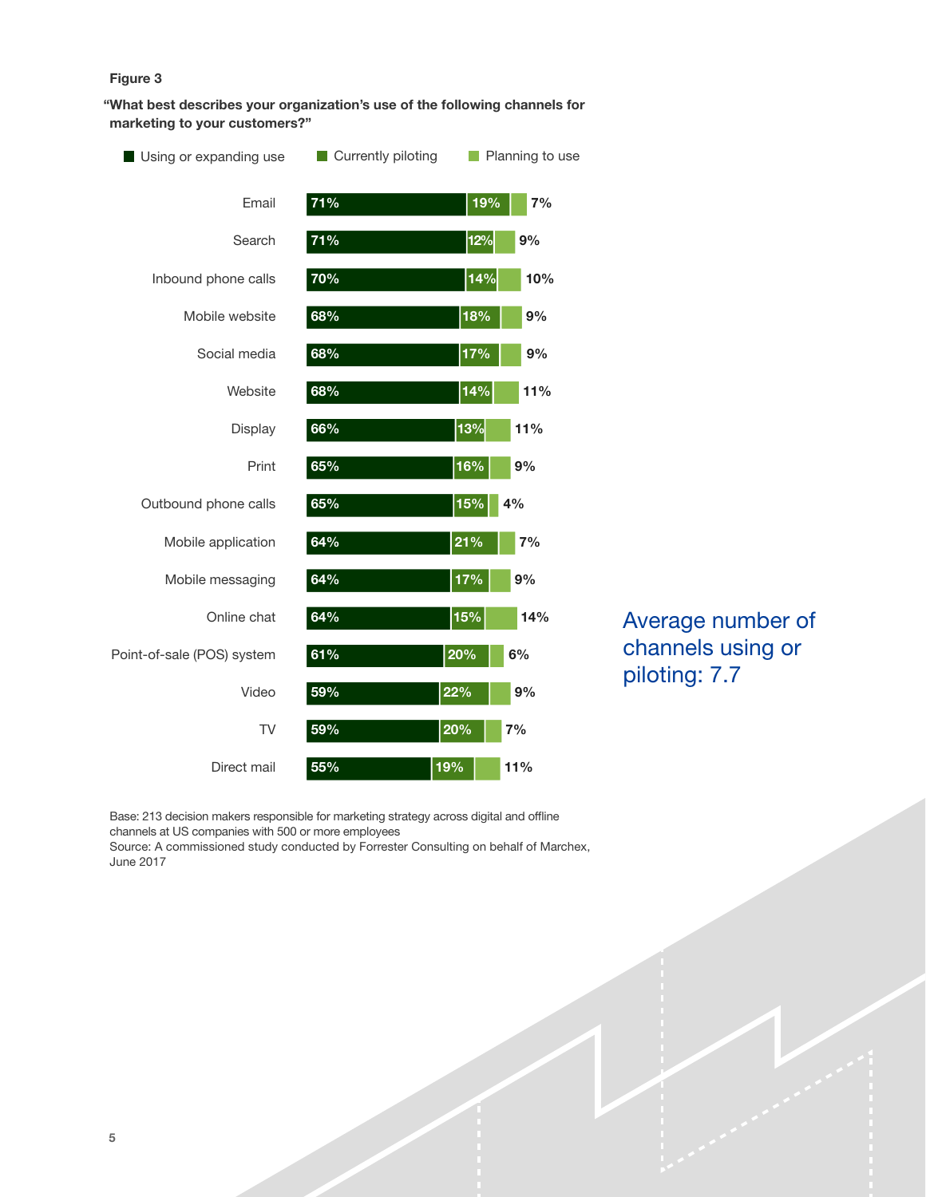**Figure 3**

**"What best describes your organization's use of the following channels for marketing to your customers?"**

| Channel | Using or expanding use | Currently piloting | Planning to use |
|---|---|---|---|
| Email | 71% | 19% | 7% |
| Search | 71% | 12% | 9% |
| Inbound phone calls | 70% | 14% | 10% |
| Mobile website | 68% | 18% | 9% |
| Social media | 68% | 17% | 9% |
| Website | 68% | 14% | 11% |
| Display | 66% | 13% | 11% |
| Print | 65% | 16% | 9% |
| Outbound phone calls | 65% | 15% | 4% |
| Mobile application | 64% | 21% | 7% |
| Mobile messaging | 64% | 17% | 9% |
| Online chat | 64% | 15% | 14% |
| Point-of-sale (POS) system | 61% | 20% | 6% |
| Video | 59% | 22% | 9% |
| TV | 59% | 20% | 7% |
| Direct mail | 55% | 19% | 11% |

Average number of channels using or piloting: 7.7

Base: 213 decision makers responsible for marketing strategy across digital and offline channels at US companies with 500 or more employees
Source: A commissioned study conducted by Forrester Consulting on behalf of Marchex, June 2017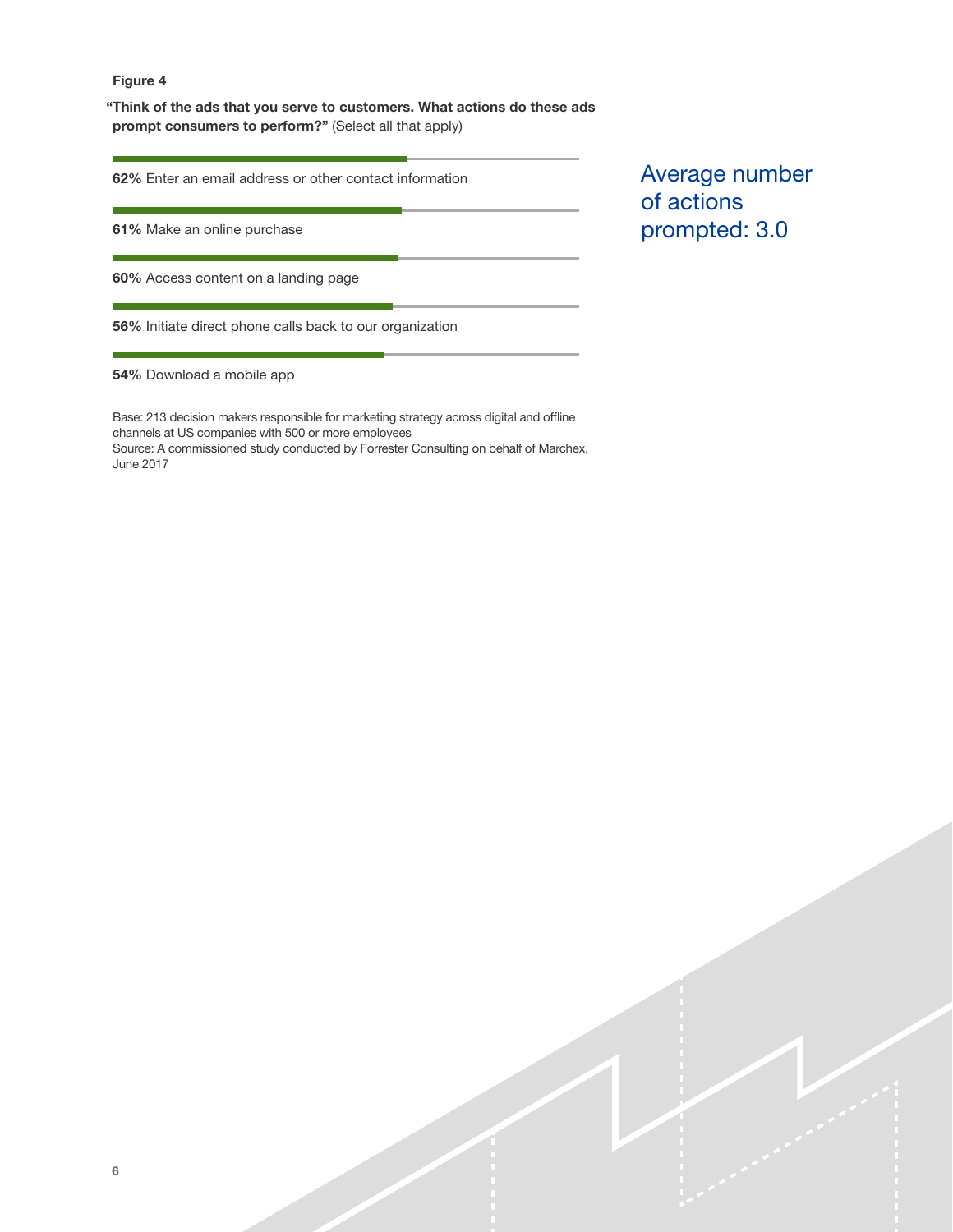**Figure 4**

**"Think of the ads that you serve to customers. What actions do these ads prompt consumers to perform?"** (Select all that apply)

**62%** Enter an email address or other contact information

**61%** Make an online purchase

**60%** Access content on a landing page

**56%** Initiate direct phone calls back to our organization

**54%** Download a mobile app

Average number of actions prompted: 3.0

Base: 213 decision makers responsible for marketing strategy across digital and offline channels at US companies with 500 or more employees
Source: A commissioned study conducted by Forrester Consulting on behalf of Marchex, June 2017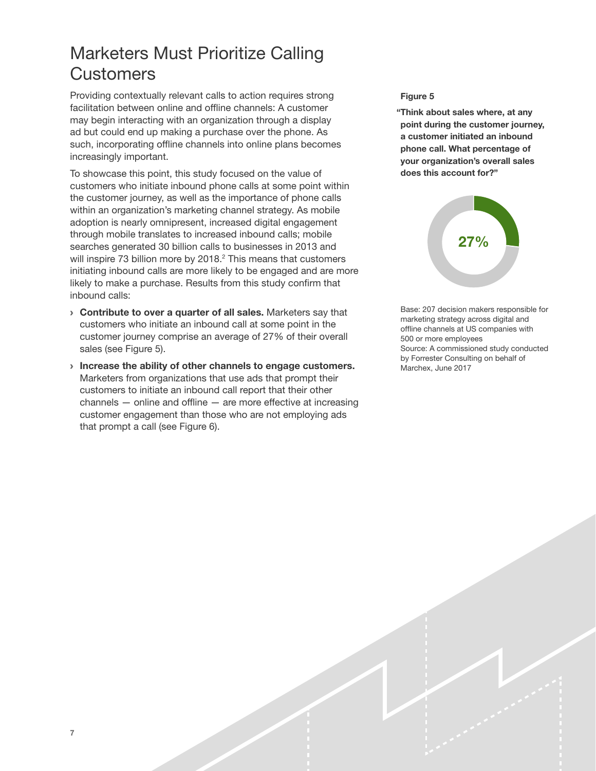# Marketers Must Prioritize Calling Customers

Providing contextually relevant calls to action requires strong facilitation between online and offline channels: A customer may begin interacting with an organization through a display ad but could end up making a purchase over the phone. As such, incorporating offline channels into online plans becomes increasingly important.

To showcase this point, this study focused on the value of customers who initiate inbound phone calls at some point within the customer journey, as well as the importance of phone calls within an organization's marketing channel strategy. As mobile adoption is nearly omnipresent, increased digital engagement through mobile translates to increased inbound calls; mobile searches generated 30 billion calls to businesses in 2013 and will inspire 73 billion more by 2018.[2] This means that customers initiating inbound calls are more likely to be engaged and are more likely to make a purchase. Results from this study confirm that inbound calls:

› **Contribute to over a quarter of all sales.** Marketers say that customers who initiate an inbound call at some point in the customer journey comprise an average of 27% of their overall sales (see Figure 5).

› **Increase the ability of other channels to engage customers.** Marketers from organizations that use ads that prompt their customers to initiate an inbound call report that their other channels — online and offline — are more effective at increasing customer engagement than those who are not employing ads that prompt a call (see Figure 6).

**Figure 5**

**"Think about sales where, at any point during the customer journey, a customer initiated an inbound phone call. What percentage of your organization's overall sales does this account for?"**

27%

Base: 207 decision makers responsible for marketing strategy across digital and offline channels at US companies with 500 or more employees
Source: A commissioned study conducted by Forrester Consulting on behalf of Marchex, June 2017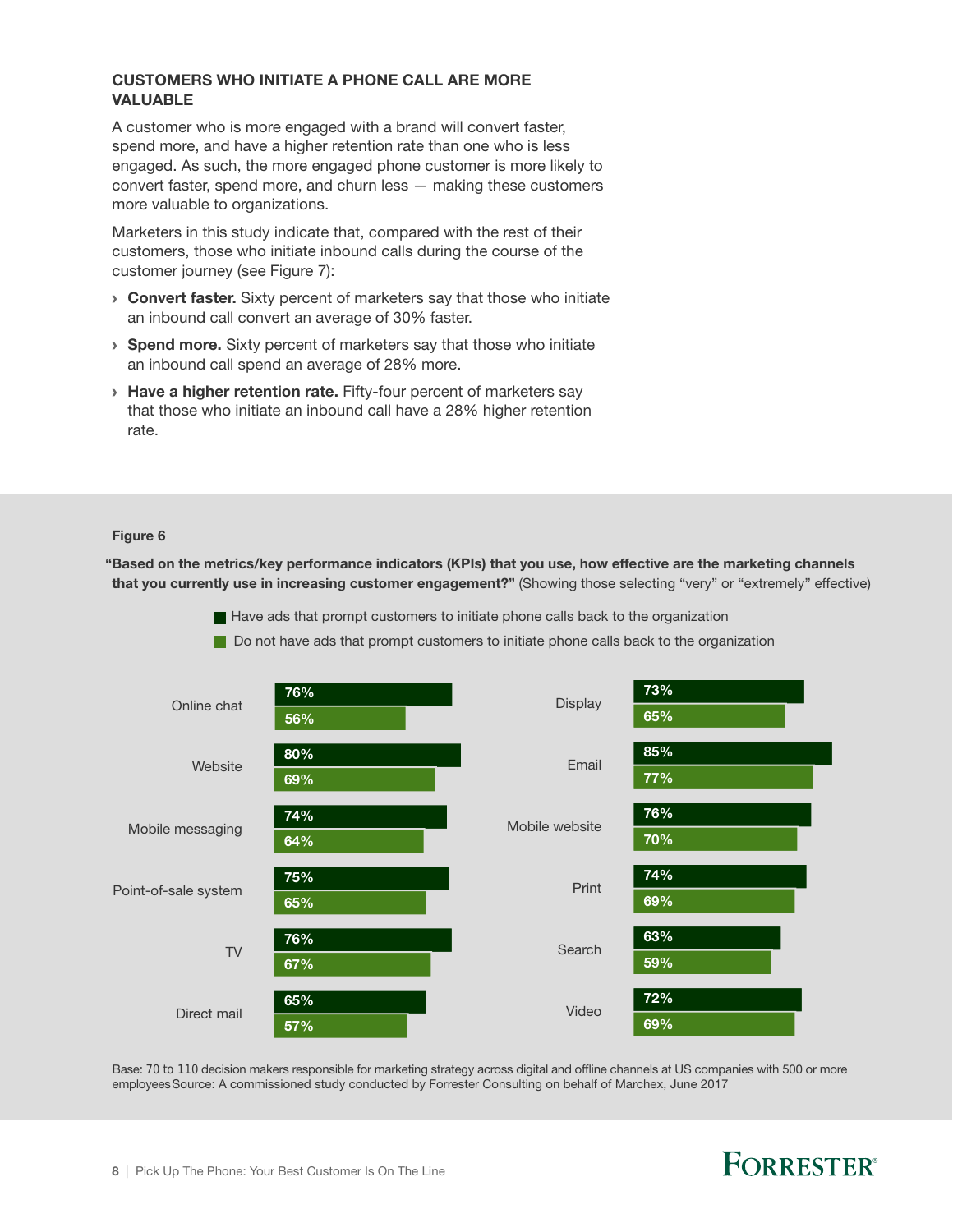### CUSTOMERS WHO INITIATE A PHONE CALL ARE MORE VALUABLE

A customer who is more engaged with a brand will convert faster, spend more, and have a higher retention rate than one who is less engaged. As such, the more engaged phone customer is more likely to convert faster, spend more, and churn less — making these customers more valuable to organizations.

Marketers in this study indicate that, compared with the rest of their customers, those who initiate inbound calls during the course of the customer journey (see Figure 7):

- **Convert faster.** Sixty percent of marketers say that those who initiate an inbound call convert an average of 30% faster.
- **Spend more.** Sixty percent of marketers say that those who initiate an inbound call spend an average of 28% more.
- **Have a higher retention rate.** Fifty-four percent of marketers say that those who initiate an inbound call have a 28% higher retention rate.

**Figure 6**

**"Based on the metrics/key performance indicators (KPIs) that you use, how effective are the marketing channels that you currently use in increasing customer engagement?"** (Showing those selecting "very" or "extremely" effective)

| Channel | Have ads that prompt customers to initiate phone calls back to the organization | Do not have ads that prompt customers to initiate phone calls back to the organization |
|---|---|---|
| Online chat | 76% | 56% |
| Website | 80% | 69% |
| Mobile messaging | 74% | 64% |
| Point-of-sale system | 75% | 65% |
| TV | 76% | 67% |
| Direct mail | 65% | 57% |
| Display | 73% | 65% |
| Email | 85% | 77% |
| Mobile website | 76% | 70% |
| Print | 74% | 69% |
| Search | 63% | 59% |
| Video | 72% | 69% |

Base: 70 to 110 decision makers responsible for marketing strategy across digital and offline channels at US companies with 500 or more employees Source: A commissioned study conducted by Forrester Consulting on behalf of Marchex, June 2017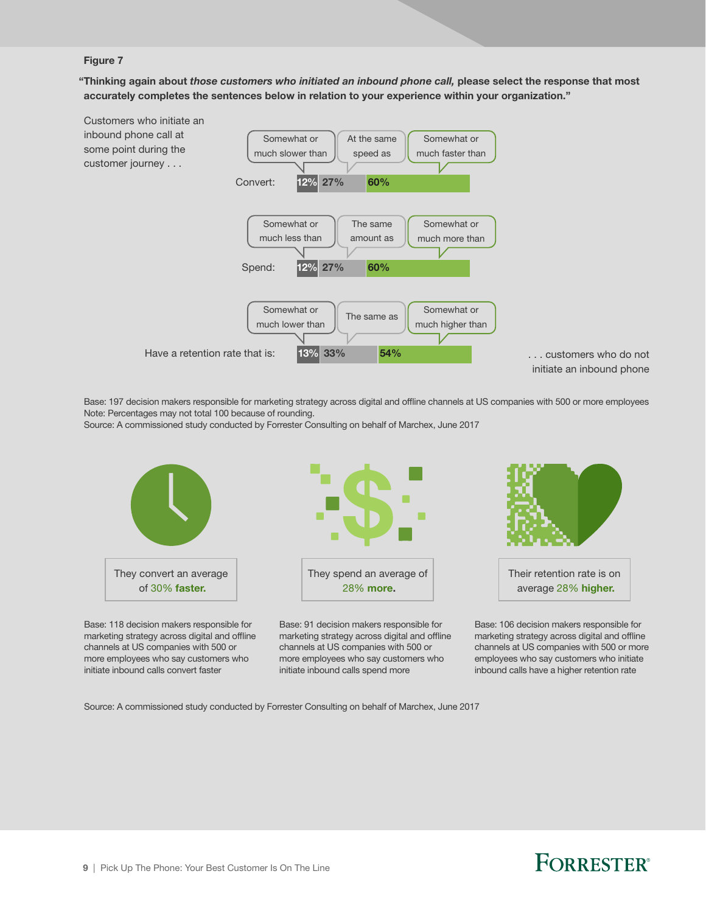**Figure 7**

**"Thinking again about *those customers who initiated an inbound phone call,* please select the response that most accurately completes the sentences below in relation to your experience within your organization."**

Customers who initiate an inbound phone call at some point during the customer journey . . .

| | Somewhat or much slower/less/lower than | At the same speed as / The same amount as / The same as | Somewhat or much faster/more/higher than |
|---|---|---|---|
| Convert: | 12% | 27% | 60% |
| Spend: | 12% | 27% | 60% |
| Have a retention rate that is: | 13% | 33% | 54% |

. . . customers who do not initiate an inbound phone

Base: 197 decision makers responsible for marketing strategy across digital and offline channels at US companies with 500 or more employees
Note: Percentages may not total 100 because of rounding.
Source: A commissioned study conducted by Forrester Consulting on behalf of Marchex, June 2017

They convert an average of 30% **faster.**

Base: 118 decision makers responsible for marketing strategy across digital and offline channels at US companies with 500 or more employees who say customers who initiate inbound calls convert faster

They spend an average of 28% **more.**

Base: 91 decision makers responsible for marketing strategy across digital and offline channels at US companies with 500 or more employees who say customers who initiate inbound calls spend more

Their retention rate is on average 28% **higher.**

Base: 106 decision makers responsible for marketing strategy across digital and offline channels at US companies with 500 or more employees who say customers who initiate inbound calls have a higher retention rate

Source: A commissioned study conducted by Forrester Consulting on behalf of Marchex, June 2017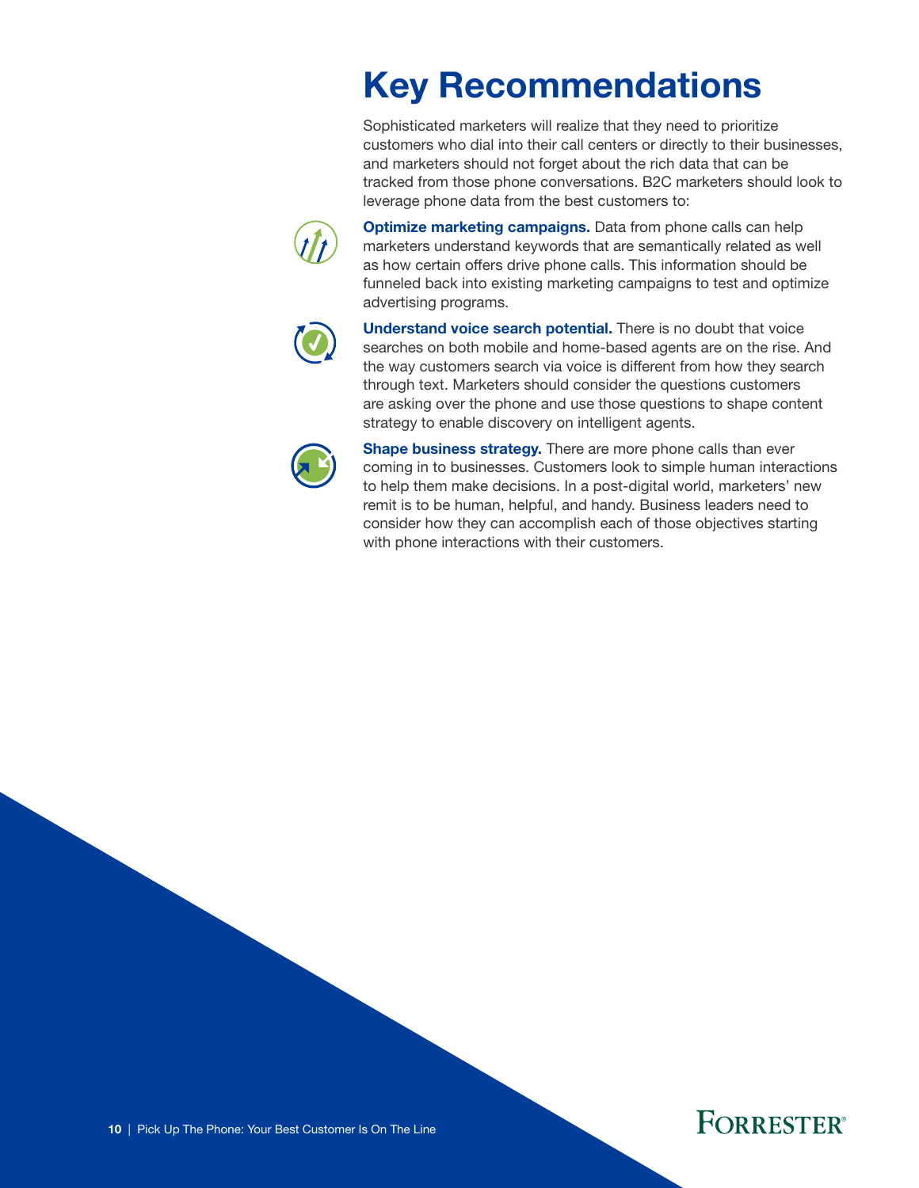# Key Recommendations

Sophisticated marketers will realize that they need to prioritize customers who dial into their call centers or directly to their businesses, and marketers should not forget about the rich data that can be tracked from those phone conversations. B2C marketers should look to leverage phone data from the best customers to:

**Optimize marketing campaigns.** Data from phone calls can help marketers understand keywords that are semantically related as well as how certain offers drive phone calls. This information should be funneled back into existing marketing campaigns to test and optimize advertising programs.

**Understand voice search potential.** There is no doubt that voice searches on both mobile and home-based agents are on the rise. And the way customers search via voice is different from how they search through text. Marketers should consider the questions customers are asking over the phone and use those questions to shape content strategy to enable discovery on intelligent agents.

**Shape business strategy.** There are more phone calls than ever coming in to businesses. Customers look to simple human interactions to help them make decisions. In a post-digital world, marketers' new remit is to be human, helpful, and handy. Business leaders need to consider how they can accomplish each of those objectives starting with phone interactions with their customers.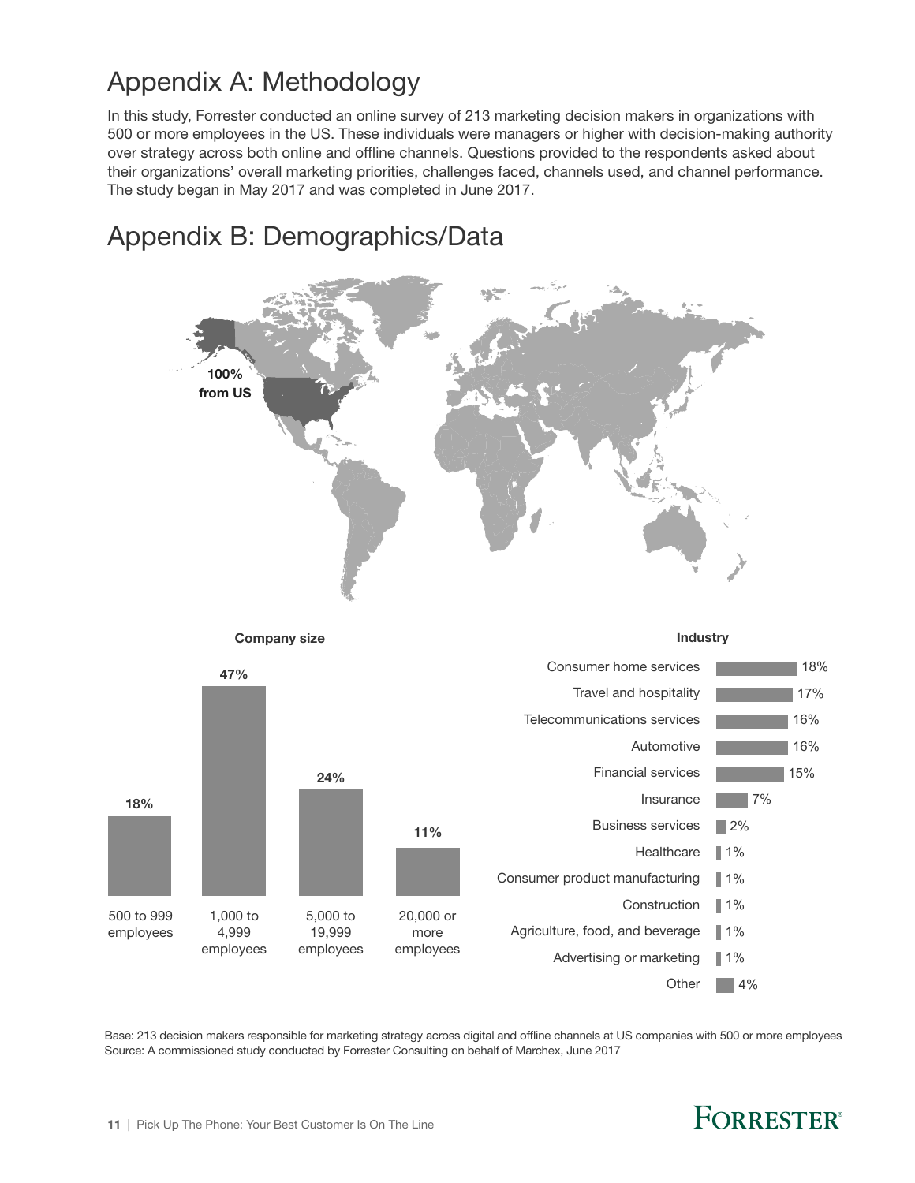# Appendix A: Methodology

In this study, Forrester conducted an online survey of 213 marketing decision makers in organizations with 500 or more employees in the US. These individuals were managers or higher with decision-making authority over strategy across both online and offline channels. Questions provided to the respondents asked about their organizations' overall marketing priorities, challenges faced, channels used, and channel performance. The study began in May 2017 and was completed in June 2017.

# Appendix B: Demographics/Data

100% from US

**Company size**

| Company size | Percentage |
|---|---|
| 500 to 999 employees | 18% |
| 1,000 to 4,999 employees | 47% |
| 5,000 to 19,999 employees | 24% |
| 20,000 or more employees | 11% |

**Industry**

| Industry | Percentage |
|---|---|
| Consumer home services | 18% |
| Travel and hospitality | 17% |
| Telecommunications services | 16% |
| Automotive | 16% |
| Financial services | 15% |
| Insurance | 7% |
| Business services | 2% |
| Healthcare | 1% |
| Consumer product manufacturing | 1% |
| Construction | 1% |
| Agriculture, food, and beverage | 1% |
| Advertising or marketing | 1% |
| Other | 4% |

Base: 213 decision makers responsible for marketing strategy across digital and offline channels at US companies with 500 or more employees

Source: A commissioned study conducted by Forrester Consulting on behalf of Marchex, June 2017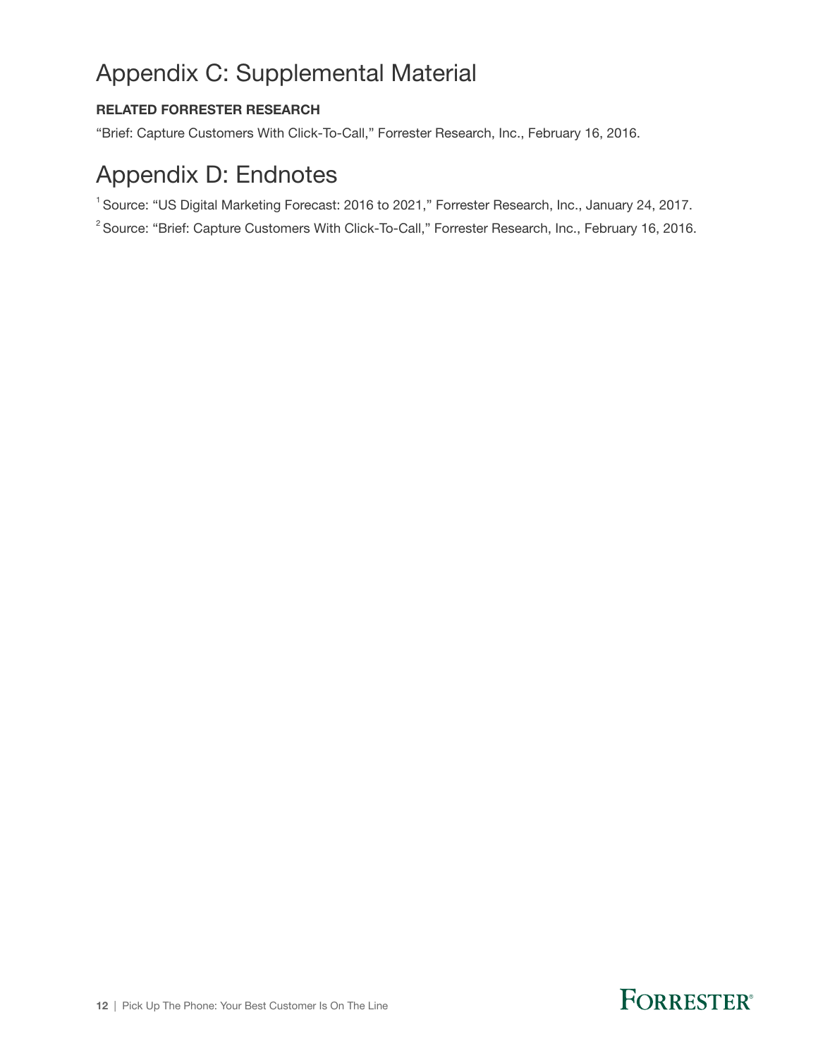# Appendix C: Supplemental Material

**RELATED FORRESTER RESEARCH**

"Brief: Capture Customers With Click-To-Call," Forrester Research, Inc., February 16, 2016.

# Appendix D: Endnotes

[1] Source: "US Digital Marketing Forecast: 2016 to 2021," Forrester Research, Inc., January 24, 2017.

[2] Source: "Brief: Capture Customers With Click-To-Call," Forrester Research, Inc., February 16, 2016.